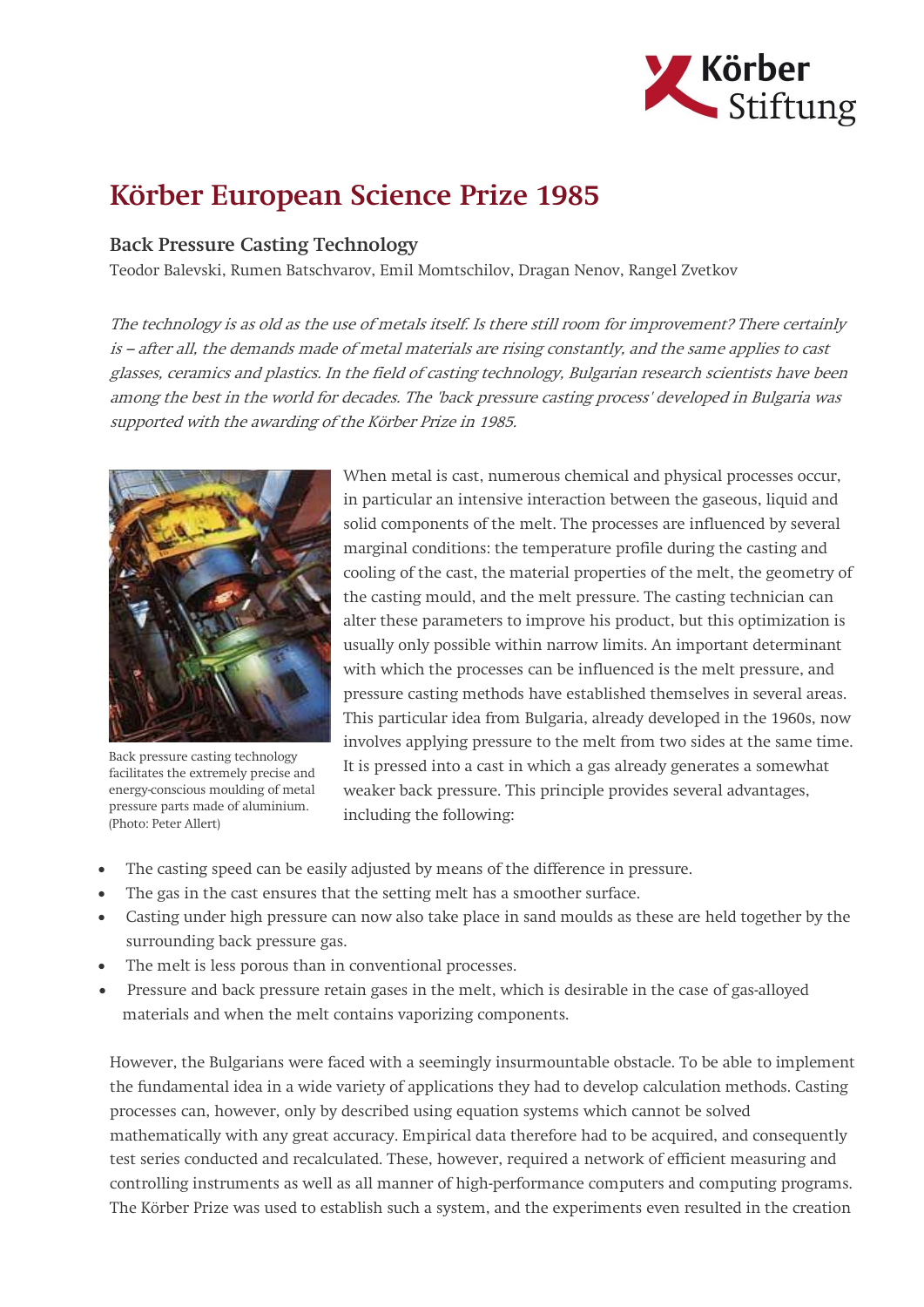# Körber European Science Prize 1985

## Back Pressure Casting Technology

Teodor Balevski, Rumen Batschvarov, Emil Momtschilov, Dragan Nenov, Rangel Zvetkov

*The technology is as old as the use of metals itself. Is there still room for improvement? There certainly is – after all, the demands made of metal materials are rising constantly, and the same applies to cast glasses, ceramics and plastics. In the field of casting technology, Bulgarian research scientists have been among the best in the world for decades. The 'back pressure casting process' developed in Bulgaria was supported with the awarding of the Körber Prize in 1985.*

Back pressure casting technology facilitates the extremely precise and energy-conscious moulding of metal pressure parts made of aluminium. (Photo: Peter Allert)

When metal is cast, numerous chemical and physical processes occur, in particular an intensive interaction between the gaseous, liquid and solid components of the melt. The processes are influenced by several marginal conditions: the temperature profile during the casting and cooling of the cast, the material properties of the melt, the geometry of the casting mould, and the melt pressure. The casting technician can alter these parameters to improve his product, but this optimization is usually only possible within narrow limits. An important determinant with which the processes can be influenced is the melt pressure, and pressure casting methods have established themselves in several areas. This particular idea from Bulgaria, already developed in the 1960s, now involves applying pressure to the melt from two sides at the same time. It is pressed into a cast in which a gas already generates a somewhat weaker back pressure. This principle provides several advantages, including the following:

- The casting speed can be easily adjusted by means of the difference in pressure.
- The gas in the cast ensures that the setting melt has a smoother surface.
- Casting under high pressure can now also take place in sand moulds as these are held together by the surrounding back pressure gas.
- The melt is less porous than in conventional processes.
- Pressure and back pressure retain gases in the melt, which is desirable in the case of gas-alloyed materials and when the melt contains vaporizing components.

However, the Bulgarians were faced with a seemingly insurmountable obstacle. To be able to implement the fundamental idea in a wide variety of applications they had to develop calculation methods. Casting processes can, however, only by described using equation systems which cannot be solved mathematically with any great accuracy. Empirical data therefore had to be acquired, and consequently test series conducted and recalculated. These, however, required a network of efficient measuring and controlling instruments as well as all manner of high-performance computers and computing programs. The Körber Prize was used to establish such a system, and the experiments even resulted in the creation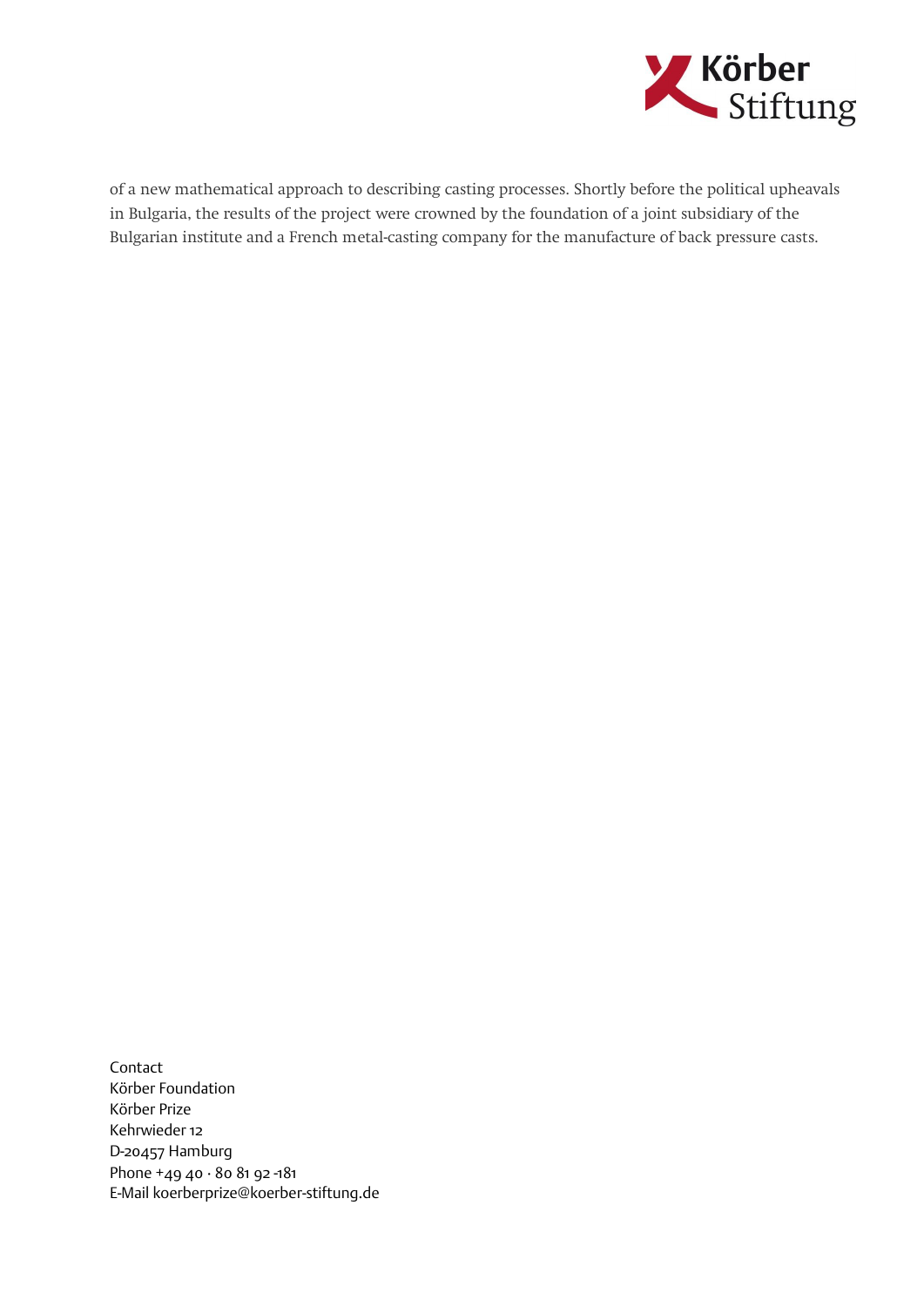of a new mathematical approach to describing casting processes. Shortly before the political upheavals in Bulgaria, the results of the project were crowned by the foundation of a joint subsidiary of the Bulgarian institute and a French metal-casting company for the manufacture of back pressure casts.

Contact
Körber Foundation
Körber Prize
Kehrwieder 12
D-20457 Hamburg
Phone +49 40 · 80 81 92 -181
E-Mail koerberprize@koerber-stiftung.de